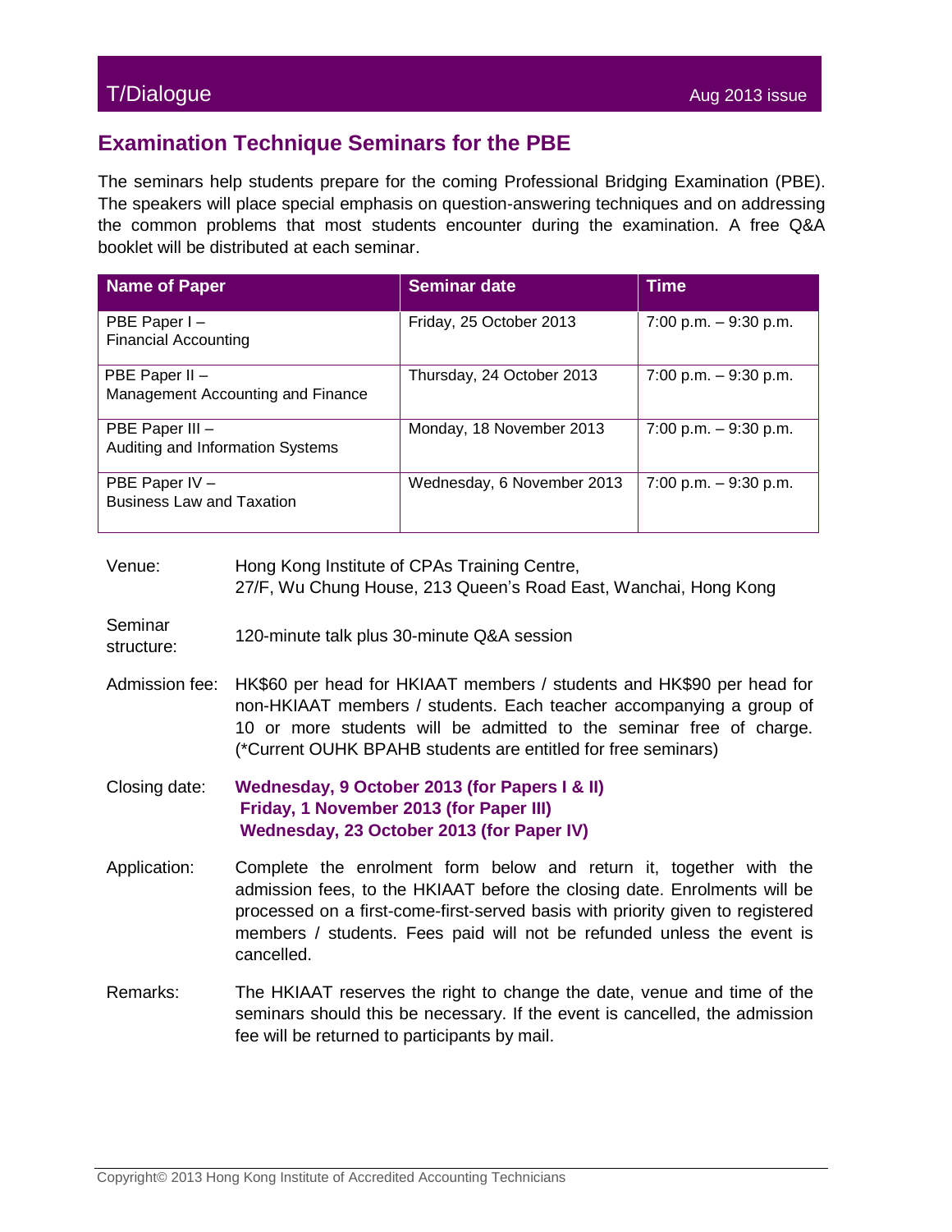## Examination Technique Seminars for the PBE

The seminars help students prepare for the coming Professional Bridging Examination (PBE). The speakers will place special emphasis on question-answering techniques and on addressing the common problems that most students encounter during the examination. A free Q&A booklet will be distributed at each seminar.

| Name of Paper | Seminar date | Time |
|---|---|---|
| PBE Paper I – Financial Accounting | Friday, 25 October 2013 | 7:00 p.m. – 9:30 p.m. |
| PBE Paper II – Management Accounting and Finance | Thursday, 24 October 2013 | 7:00 p.m. – 9:30 p.m. |
| PBE Paper III – Auditing and Information Systems | Monday, 18 November 2013 | 7:00 p.m. – 9:30 p.m. |
| PBE Paper IV – Business Law and Taxation | Wednesday, 6 November 2013 | 7:00 p.m. – 9:30 p.m. |

**Venue:** Hong Kong Institute of CPAs Training Centre, 27/F, Wu Chung House, 213 Queen's Road East, Wanchai, Hong Kong

**Seminar structure:** 120-minute talk plus 30-minute Q&A session

**Admission fee:** HK$60 per head for HKIAAT members / students and HK$90 per head for non-HKIAAT members / students. Each teacher accompanying a group of 10 or more students will be admitted to the seminar free of charge. (*Current OUHK BPAHB students are entitled for free seminars)

**Closing date:**
**Wednesday, 9 October 2013 (for Papers I & II)**
**Friday, 1 November 2013 (for Paper III)**
**Wednesday, 23 October 2013 (for Paper IV)**

**Application:** Complete the enrolment form below and return it, together with the admission fees, to the HKIAAT before the closing date. Enrolments will be processed on a first-come-first-served basis with priority given to registered members / students. Fees paid will not be refunded unless the event is cancelled.

**Remarks:** The HKIAAT reserves the right to change the date, venue and time of the seminars should this be necessary. If the event is cancelled, the admission fee will be returned to participants by mail.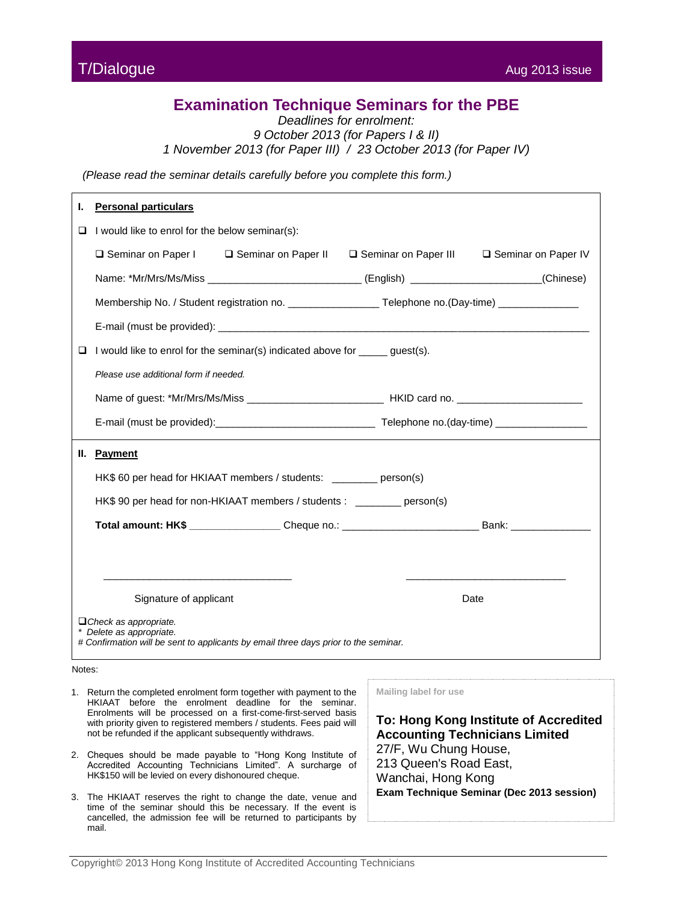# Examination Technique Seminars for the PBE

*Deadlines for enrolment:*
*9 October 2013 (for Papers I & II)*
*1 November 2013 (for Paper III) / 23 October 2013 (for Paper IV)*

*(Please read the seminar details carefully before you complete this form.)*

**I. Personal particulars**

❑ I would like to enrol for the below seminar(s):

❑ Seminar on Paper I ❑ Seminar on Paper II ❑ Seminar on Paper III ❑ Seminar on Paper IV

Name: *Mr/Mrs/Ms/Miss __________________________ (English) ______________________(Chinese)

Membership No. / Student registration no. ________________ Telephone no.(Day-time) ______________

E-mail (must be provided): ____________________________________________________________________

❑ I would like to enrol for the seminar(s) indicated above for _____ guest(s).

*Please use additional form if needed.*

Name of guest: *Mr/Mrs/Ms/Miss ________________________ HKID card no. ______________________

E-mail (must be provided):___________________________ Telephone no.(day-time) ________________

**II. Payment**

HK$ 60 per head for HKIAAT members / students: ________ person(s)

HK$ 90 per head for non-HKIAAT members / students : ________ person(s)

**Total amount: HK$** ________________ Cheque no.: ________________________ Bank: ______________

________________________________ ___________________________

Signature of applicant Date

❑*Check as appropriate.*
\* *Delete as appropriate.*
\# *Confirmation will be sent to applicants by email three days prior to the seminar.*

Notes:

1. Return the completed enrolment form together with payment to the HKIAAT before the enrolment deadline for the seminar. Enrolments will be processed on a first-come-first-served basis with priority given to registered members / students. Fees paid will not be refunded if the applicant subsequently withdraws.
2. Cheques should be made payable to "Hong Kong Institute of Accredited Accounting Technicians Limited". A surcharge of HK$150 will be levied on every dishonoured cheque.
3. The HKIAAT reserves the right to change the date, venue and time of the seminar should this be necessary. If the event is cancelled, the admission fee will be returned to participants by mail.

Mailing label for use

**To: Hong Kong Institute of Accredited Accounting Technicians Limited**
27/F, Wu Chung House,
213 Queen's Road East,
Wanchai, Hong Kong
**Exam Technique Seminar (Dec 2013 session)**

Copyright© 2013 Hong Kong Institute of Accredited Accounting Technicians